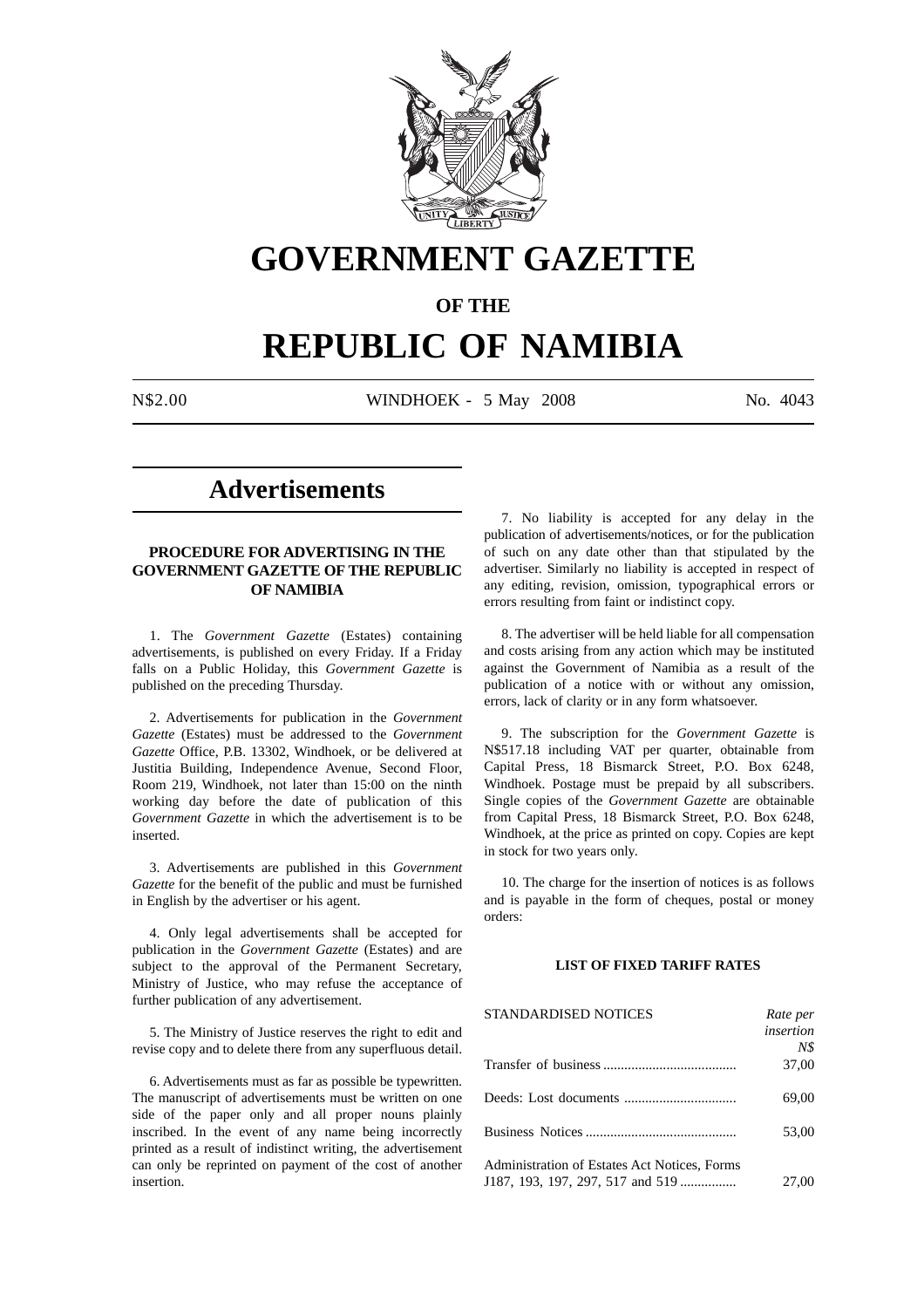# GOVERNMENT GAZETTE

## OF THE

# REPUBLIC OF NAMIBIA

N$2.00 WINDHOEK - 5 May 2008 No. 4043

## Advertisements

### PROCEDURE FOR ADVERTISING IN THE GOVERNMENT GAZETTE OF THE REPUBLIC OF NAMIBIA

1. The *Government Gazette* (Estates) containing advertisements, is published on every Friday. If a Friday falls on a Public Holiday, this *Government Gazette* is published on the preceding Thursday.

2. Advertisements for publication in the *Government Gazette* (Estates) must be addressed to the *Government Gazette* Office, P.B. 13302, Windhoek, or be delivered at Justitia Building, Independence Avenue, Second Floor, Room 219, Windhoek, not later than 15:00 on the ninth working day before the date of publication of this *Government Gazette* in which the advertisement is to be inserted.

3. Advertisements are published in this *Government Gazette* for the benefit of the public and must be furnished in English by the advertiser or his agent.

4. Only legal advertisements shall be accepted for publication in the *Government Gazette* (Estates) and are subject to the approval of the Permanent Secretary, Ministry of Justice, who may refuse the acceptance of further publication of any advertisement.

5. The Ministry of Justice reserves the right to edit and revise copy and to delete there from any superfluous detail.

6. Advertisements must as far as possible be typewritten. The manuscript of advertisements must be written on one side of the paper only and all proper nouns plainly inscribed. In the event of any name being incorrectly printed as a result of indistinct writing, the advertisement can only be reprinted on payment of the cost of another insertion.

7. No liability is accepted for any delay in the publication of advertisements/notices, or for the publication of such on any date other than that stipulated by the advertiser. Similarly no liability is accepted in respect of any editing, revision, omission, typographical errors or errors resulting from faint or indistinct copy.

8. The advertiser will be held liable for all compensation and costs arising from any action which may be instituted against the Government of Namibia as a result of the publication of a notice with or without any omission, errors, lack of clarity or in any form whatsoever.

9. The subscription for the *Government Gazette* is N$517.18 including VAT per quarter, obtainable from Capital Press, 18 Bismarck Street, P.O. Box 6248, Windhoek. Postage must be prepaid by all subscribers. Single copies of the *Government Gazette* are obtainable from Capital Press, 18 Bismarck Street, P.O. Box 6248, Windhoek, at the price as printed on copy. Copies are kept in stock for two years only.

10. The charge for the insertion of notices is as follows and is payable in the form of cheques, postal or money orders:

#### LIST OF FIXED TARIFF RATES

| STANDARDISED NOTICES | *Rate per insertion N$* |
|---|---|
| Transfer of business | 37,00 |
| Deeds: Lost documents | 69,00 |
| Business Notices | 53,00 |
| Administration of Estates Act Notices, Forms J187, 193, 197, 297, 517 and 519 | 27,00 |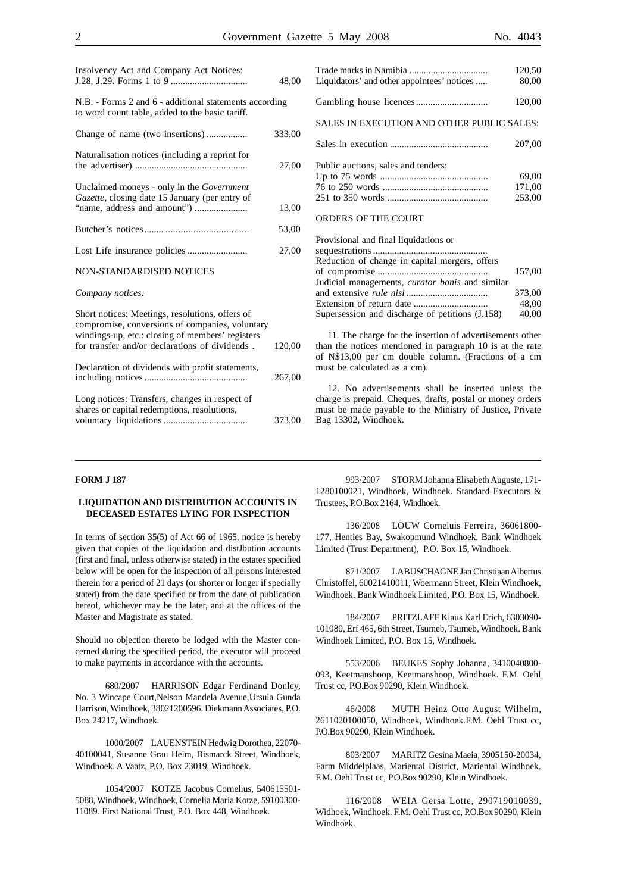| | |
|---|---|
| Insolvency Act and Company Act Notices: J.28, J.29. Forms 1 to 9 | 48,00 |

N.B. - Forms 2 and 6 - additional statements according to word count table, added to the basic tariff.

| | |
|---|---|
| Change of name (two insertions) | 333,00 |
| Naturalisation notices (including a reprint for the advertiser) | 27,00 |
| Unclaimed moneys - only in the *Government Gazette*, closing date 15 January (per entry of "name, address and amount") | 13,00 |
| Butcher's notices | 53,00 |
| Lost Life insurance policies | 27,00 |

NON-STANDARDISED NOTICES

*Company notices:*

| | |
|---|---|
| Short notices: Meetings, resolutions, offers of compromise, conversions of companies, voluntary windings-up, etc.: closing of members' registers for transfer and/or declarations of dividends . | 120,00 |
| Declaration of dividends with profit statements, including notices | 267,00 |
| Long notices: Transfers, changes in respect of shares or capital redemptions, resolutions, voluntary liquidations | 373,00 |
| Trade marks in Namibia | 120,50 |
| Liquidators' and other appointees' notices | 80,00 |
| Gambling house licences | 120,00 |

SALES IN EXECUTION AND OTHER PUBLIC SALES:

| | |
|---|---|
| Sales in execution | 207,00 |
| Public auctions, sales and tenders: | |
| Up to 75 words | 69,00 |
| 76 to 250 words | 171,00 |
| 251 to 350 words | 253,00 |

ORDERS OF THE COURT

| | |
|---|---|
| Provisional and final liquidations or sequestrations | |
| Reduction of change in capital mergers, offers of compromise | 157,00 |
| Judicial managements, *curator bonis* and similar and extensive *rule nisi* | 373,00 |
| Extension of return date | 48,00 |
| Supersession and discharge of petitions (J.158) | 40,00 |

11. The charge for the insertion of advertisements other than the notices mentioned in paragraph 10 is at the rate of N$13,00 per cm double column. (Fractions of a cm must be calculated as a cm).

12. No advertisements shall be inserted unless the charge is prepaid. Cheques, drafts, postal or money orders must be made payable to the Ministry of Justice, Private Bag 13302, Windhoek.

---

**FORM J 187**

**LIQUIDATION AND DISTRIBUTION ACCOUNTS IN DECEASED ESTATES LYING FOR INSPECTION**

In terms of section 35(5) of Act 66 of 1965, notice is hereby given that copies of the liquidation and distJbution accounts (first and final, unless otherwise stated) in the estates specified below will be open for the inspection of all persons interested therein for a period of 21 days (or shorter or longer if specially stated) from the date specified or from the date of publication hereof, whichever may be the later, and at the offices of the Master and Magistrate as stated.

Should no objection thereto be lodged with the Master concerned during the specified period, the executor will proceed to make payments in accordance with the accounts.

680/2007 HARRISON Edgar Ferdinand Donley, No. 3 Wincape Court,Nelson Mandela Avenue,Ursula Gunda Harrison, Windhoek, 38021200596. Diekmann Associates, P.O. Box 24217, Windhoek.

1000/2007 LAUENSTEIN Hedwig Dorothea, 22070-40100041, Susanne Grau Heim, Bismarck Street, Windhoek, Windhoek. A Vaatz, P.O. Box 23019, Windhoek.

1054/2007 KOTZE Jacobus Cornelius, 540615501-5088, Windhoek, Windhoek, Cornelia Maria Kotze, 59100300-11089. First National Trust, P.O. Box 448, Windhoek.

993/2007 STORM Johanna Elisabeth Auguste, 171-1280100021, Windhoek, Windhoek. Standard Executors & Trustees, P.O.Box 2164, Windhoek.

136/2008 LOUW Corneluis Ferreira, 36061800-177, Henties Bay, Swakopmund Windhoek. Bank Windhoek Limited (Trust Department), P.O. Box 15, Windhoek.

871/2007 LABUSCHAGNE Jan Christiaan Albertus Christoffel, 60021410011, Woermann Street, Klein Windhoek, Windhoek. Bank Windhoek Limited, P.O. Box 15, Windhoek.

184/2007 PRITZLAFF Klaus Karl Erich, 6303090-101080, Erf 465, 6th Street, Tsumeb, Tsumeb, Windhoek. Bank Windhoek Limited, P.O. Box 15, Windhoek.

553/2006 BEUKES Sophy Johanna, 3410040800-093, Keetmanshoop, Keetmanshoop, Windhoek. F.M. Oehl Trust cc, P.O.Box 90290, Klein Windhoek.

46/2008 MUTH Heinz Otto August Wilhelm, 2611020100050, Windhoek, Windhoek.F.M. Oehl Trust cc, P.O.Box 90290, Klein Windhoek.

803/2007 MARITZ Gesina Maeia, 3905150-20034, Farm Middelplaas, Mariental District, Mariental Windhoek. F.M. Oehl Trust cc, P.O.Box 90290, Klein Windhoek.

116/2008 WEIA Gersa Lotte, 290719010039, Widhoek, Windhoek. F.M. Oehl Trust cc, P.O.Box 90290, Klein Windhoek.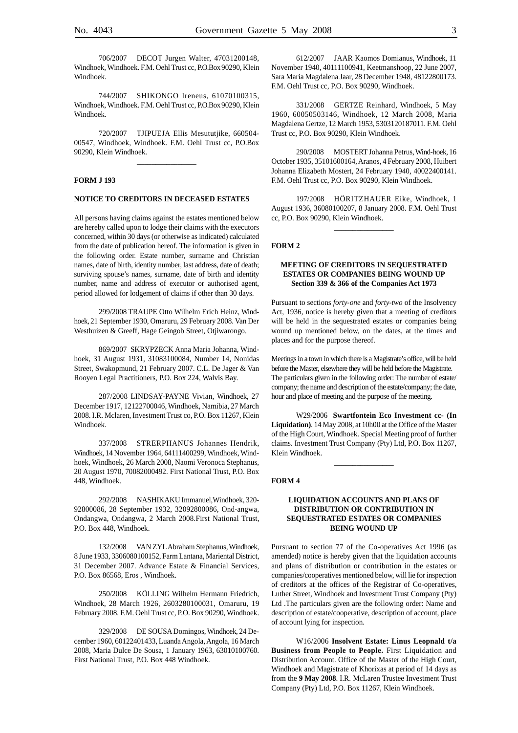706/2007 DECOT Jurgen Walter, 47031200148, Windhoek, Windhoek. F.M. Oehl Trust cc, P.O.Box 90290, Klein Windhoek.

744/2007 SHIKONGO Ireneus, 61070100315, Windhoek, Windhoek. F.M. Oehl Trust cc, P.O.Box 90290, Klein Windhoek.

720/2007 TJIPUEJA Ellis Mesututjike, 660504-00547, Windhoek, Windhoek. F.M. Oehl Trust cc, P.O.Box 90290, Klein Windhoek.

---

**FORM J 193**

**NOTICE TO CREDITORS IN DECEASED ESTATES**

All persons having claims against the estates mentioned below are hereby called upon to lodge their claims with the executors concerned, within 30 days (or otherwise as indicated) calculated from the date of publication hereof. The information is given in the following order. Estate number, surname and Christian names, date of birth, identity number, last address, date of death; surviving spouse's names, surname, date of birth and identity number, name and address of executor or authorised agent, period allowed for lodgement of claims if other than 30 days.

299/2008 TRAUPE Otto Wilhelm Erich Heinz, Windhoek, 21 September 1930, Omaruru, 29 February 2008. Van Der Westhuizen & Greeff, Hage Geingob Street, Otjiwarongo.

869/2007 SKRYPZECK Anna Maria Johanna, Windhoek, 31 August 1931, 31083100084, Number 14, Nonidas Street, Swakopmund, 21 February 2007. C.L. De Jager & Van Rooyen Legal Practitioners, P.O. Box 224, Walvis Bay.

287/2008 LINDSAY-PAYNE Vivian, Windhoek, 27 December 1917, 12122700046, Windhoek, Namibia, 27 March 2008. I.R. Mclaren, Investment Trust co, P.O. Box 11267, Klein Windhoek.

337/2008 STRERPHANUS Johannes Hendrik, Windhoek, 14 November 1964, 64111400299, Windhoek, Windhoek, Windhoek, 26 March 2008, Naomi Veronoca Stephanus, 20 August 1970, 70082000492. First National Trust, P.O. Box 448, Windhoek.

292/2008 NASHIKAKU Immanuel, Windhoek, 320-92800086, 28 September 1932, 32092800086, Ond-angwa, Ondangwa, Ondangwa, 2 March 2008. First National Trust, P.O. Box 448, Windhoek.

132/2008 VAN ZYL Abraham Stephanus, Windhoek, 8 June 1933, 3306080100152, Farm Lantana, Mariental District, 31 December 2007. Advance Estate & Financial Services, P.O. Box 86568, Eros , Windhoek.

250/2008 KÖLLING Wilhelm Hermann Friedrich, Windhoek, 28 March 1926, 2603280100031, Omaruru, 19 February 2008. F.M. Oehl Trust cc, P.O. Box 90290, Windhoek.

329/2008 DE SOUSA Domingos, Windhoek, 24 December 1960, 60122401433, Luanda Angola, Angola, 16 March 2008, Maria Dulce De Sousa, 1 January 1963, 63010100760. First National Trust, P.O. Box 448 Windhoek.

612/2007 JAAR Kaomos Domianus, Windhoek, 11 November 1940, 40111100941, Keetmanshoop, 22 June 2007, Sara Maria Magdalena Jaar, 28 December 1948, 48122800173. F.M. Oehl Trust cc, P.O. Box 90290, Windhoek.

331/2008 GERTZE Reinhard, Windhoek, 5 May 1960, 60050503146, Windhoek, 12 March 2008, Maria Magdalena Gertze, 12 March 1953, 5303120187011. F.M. Oehl Trust cc, P.O. Box 90290, Klein Windhoek.

290/2008 MOSTERT Johanna Petrus, Wind-hoek, 16 October 1935, 35101600164, Aranos, 4 February 2008, Huibert Johanna Elizabeth Mostert, 24 February 1940, 40022400141. F.M. Oehl Trust cc, P.O. Box 90290, Klein Windhoek.

197/2008 HÖRITZHAUER Eike, Windhoek, 1 August 1936, 36080100207, 8 January 2008. F.M. Oehl Trust cc, P.O. Box 90290, Klein Windhoek.

---

**FORM 2**

**MEETING OF CREDITORS IN SEQUESTRATED ESTATES OR COMPANIES BEING WOUND UP Section 339 & 366 of the Companies Act 1973**

Pursuant to sections *forty-one* and *forty-two* of the Insolvency Act, 1936, notice is hereby given that a meeting of creditors will be held in the sequestrated estates or companies being wound up mentioned below, on the dates, at the times and places and for the purpose thereof.

Meetings in a town in which there is a Magistrate's office, will be held before the Master, elsewhere they will be held before the Magistrate. The particulars given in the following order: The number of estate/company; the name and description of the estate/company; the date, hour and place of meeting and the purpose of the meeting.

W29/2006 **Swartfontein Eco Investment cc- (In Liquidation)**. 14 May 2008, at 10h00 at the Office of the Master of the High Court, Windhoek. Special Meeting proof of further claims. Investment Trust Company (Pty) Ltd, P.O. Box 11267, Klein Windhoek.

---

**FORM 4**

**LIQUIDATION ACCOUNTS AND PLANS OF DISTRIBUTION OR CONTRIBUTION IN SEQUESTRATED ESTATES OR COMPANIES BEING WOUND UP**

Pursuant to section 77 of the Co-operatives Act 1996 (as amended) notice is hereby given that the liquidation accounts and plans of distribution or contribution in the estates or companies/cooperatives mentioned below, will lie for inspection of creditors at the offices of the Registrar of Co-operatives, Luther Street, Windhoek and Investment Trust Company (Pty) Ltd .The particulars given are the following order: Name and description of estate/cooperative, description of account, place of account lying for inspection.

W16/2006 **Insolvent Estate: Linus Leopnald t/a Business from People to People.** First Liquidation and Distribution Account. Office of the Master of the High Court, Windhoek and Magistrate of Khorixas at period of 14 days as from the **9 May 2008**. I.R. McLaren Trustee Investment Trust Company (Pty) Ltd, P.O. Box 11267, Klein Windhoek.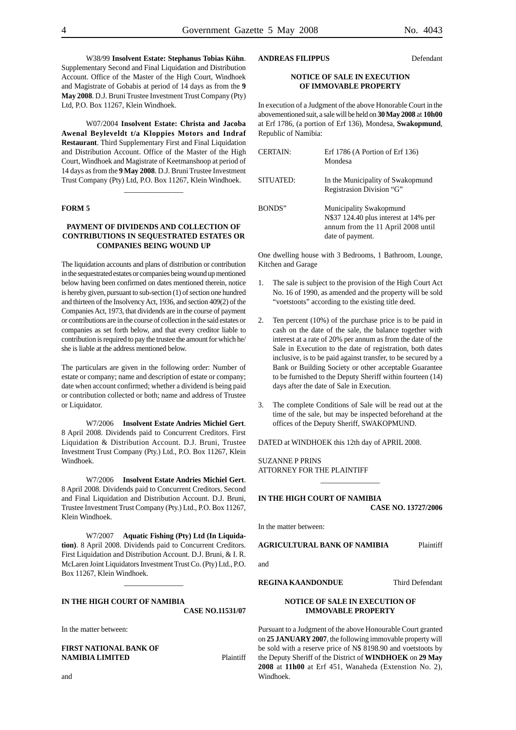W38/99 **Insolvent Estate: Stephanus Tobias Kühn**. Supplementary Second and Final Liquidation and Distribution Account. Office of the Master of the High Court, Windhoek and Magistrate of Gobabis at period of 14 days as from the **9 May 2008**. D.J. Bruni Trustee Investment Trust Company (Pty) Ltd, P.O. Box 11267, Klein Windhoek.

W07/2004 **Insolvent Estate: Christa and Jacoba Awenal Beyleveldt t/a Kloppies Motors and Indraf Restaurant**. Third Supplementary First and Final Liquidation and Distribution Account. Office of the Master of the High Court, Windhoek and Magistrate of Keetmanshoop at period of 14 days as from the **9 May 2008**. D.J. Bruni Trustee Investment Trust Company (Pty) Ltd, P.O. Box 11267, Klein Windhoek.

---

**FORM 5**

**PAYMENT OF DIVIDENDS AND COLLECTION OF CONTRIBUTIONS IN SEQUESTRATED ESTATES OR COMPANIES BEING WOUND UP**

The liquidation accounts and plans of distribution or contribution in the sequestrated estates or companies being wound up mentioned below having been confirmed on dates mentioned therein, notice is hereby given, pursuant to sub-section (1) of section one hundred and thirteen of the Insolvency Act, 1936, and section 409(2) of the Companies Act, 1973, that dividends are in the course of payment or contributions are in the course of collection in the said estates or companies as set forth below, and that every creditor liable to contribution is required to pay the trustee the amount for which he/she is liable at the address mentioned below.

The particulars are given in the following order: Number of estate or company; name and description of estate or company; date when account confirmed; whether a dividend is being paid or contribution collected or both; name and address of Trustee or Liquidator.

W7/2006 **Insolvent Estate Andries Michiel Gert**. 8 April 2008. Dividends paid to Concurrent Creditors. First Liquidation & Distribution Account. D.J. Bruni, Trustee Investment Trust Company (Pty.) Ltd., P.O. Box 11267, Klein Windhoek.

W7/2006 **Insolvent Estate Andries Michiel Gert**. 8 April 2008. Dividends paid to Concurrent Creditors. Second and Final Liquidation and Distribution Account. D.J. Bruni, Trustee Investment Trust Company (Pty.) Ltd., P.O. Box 11267, Klein Windhoek.

W7/2007 **Aquatic Fishing (Pty) Ltd (In Liquidation)**. 8 April 2008. Dividends paid to Concurrent Creditors. First Liquidation and Distribution Account. D.J. Bruni, & I. R. McLaren Joint Liquidators Investment Trust Co. (Pty) Ltd., P.O. Box 11267, Klein Windhoek.

---

**IN THE HIGH COURT OF NAMIBIA**

**CASE NO.11531/07**

In the matter between:

**FIRST NATIONAL BANK OF NAMIBIA LIMITED** Plaintiff

and

**ANDREAS FILIPPUS** Defendant

**NOTICE OF SALE IN EXECUTION OF IMMOVABLE PROPERTY**

In execution of a Judgment of the above Honorable Court in the abovementioned suit, a sale will be held on **30 May 2008** at **10h00** at Erf 1786, (a portion of Erf 136), Mondesa, **Swakopmund**, Republic of Namibia:

| | |
|---|---|
| CERTAIN: | Erf 1786 (A Portion of Erf 136) Mondesa |
| SITUATED: | In the Municipality of Swakopmund Registrasion Division "G" |
| BONDS" | Municipality Swakopmund N$37 124.40 plus interest at 14% per annum from the 11 April 2008 until date of payment. |

One dwelling house with 3 Bedrooms, 1 Bathroom, Lounge, Kitchen and Garage

1. The sale is subject to the provision of the High Court Act No. 16 of 1990, as amended and the property will be sold "voetstoots" according to the existing title deed.
2. Ten percent (10%) of the purchase price is to be paid in cash on the date of the sale, the balance together with interest at a rate of 20% per annum as from the date of the Sale in Execution to the date of registration, both dates inclusive, is to be paid against transfer, to be secured by a Bank or Building Society or other acceptable Guarantee to be furnished to the Deputy Sheriff within fourteen (14) days after the date of Sale in Execution.
3. The complete Conditions of Sale will be read out at the time of the sale, but may be inspected beforehand at the offices of the Deputy Sheriff, SWAKOPMUND.

DATED at WINDHOEK this 12th day of APRIL 2008.

SUZANNE P PRINS
ATTORNEY FOR THE PLAINTIFF

---

**IN THE HIGH COURT OF NAMIBIA**

**CASE NO. 13727/2006**

In the matter between:

**AGRICULTURAL BANK OF NAMIBIA** Plaintiff

and

**REGINA KAANDONDUE** Third Defendant

**NOTICE OF SALE IN EXECUTION OF IMMOVABLE PROPERTY**

Pursuant to a Judgment of the above Honourable Court granted on **25 JANUARY 2007**, the following immovable property will be sold with a reserve price of N$ 8198.90 and voetstoots by the Deputy Sheriff of the District of **WINDHOEK** on **29 May 2008** at **11h00** at Erf 451, Wanaheda (Extenstion No. 2), Windhoek.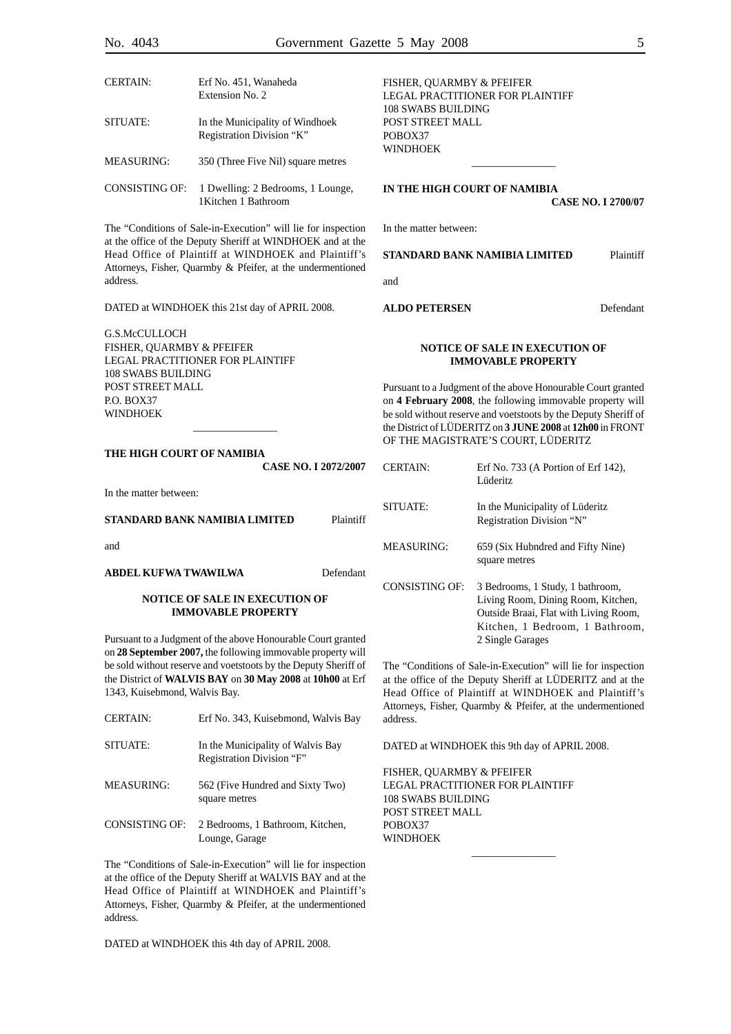| | |
|---|---|
| CERTAIN: | Erf No. 451, Wanaheda Extension No. 2 |
| SITUATE: | In the Municipality of Windhoek Registration Division "K" |
| MEASURING: | 350 (Three Five Nil) square metres |
| CONSISTING OF: | 1 Dwelling: 2 Bedrooms, 1 Lounge, 1Kitchen 1 Bathroom |

The "Conditions of Sale-in-Execution" will lie for inspection at the office of the Deputy Sheriff at WINDHOEK and at the Head Office of Plaintiff at WINDHOEK and Plaintiff's Attorneys, Fisher, Quarmby & Pfeifer, at the undermentioned address.

DATED at WINDHOEK this 21st day of APRIL 2008.

G.S.McCULLOCH
FISHER, QUARMBY & PFEIFER
LEGAL PRACTITIONER FOR PLAINTIFF
108 SWABS BUILDING
POST STREET MALL
P.O. BOX37
WINDHOEK

---

**THE HIGH COURT OF NAMIBIA**

**CASE NO. I 2072/2007**

In the matter between:

**STANDARD BANK NAMIBIA LIMITED** Plaintiff

and

**ABDEL KUFWA TWAWILWA** Defendant

**NOTICE OF SALE IN EXECUTION OF IMMOVABLE PROPERTY**

Pursuant to a Judgment of the above Honourable Court granted on **28 September 2007,** the following immovable property will be sold without reserve and voetstoots by the Deputy Sheriff of the District of **WALVIS BAY** on **30 May 2008** at **10h00** at Erf 1343, Kuisebmond, Walvis Bay.

| | |
|---|---|
| CERTAIN: | Erf No. 343, Kuisebmond, Walvis Bay |
| SITUATE: | In the Municipality of Walvis Bay Registration Division "F" |
| MEASURING: | 562 (Five Hundred and Sixty Two) square metres |
| CONSISTING OF: | 2 Bedrooms, 1 Bathroom, Kitchen, Lounge, Garage |

The "Conditions of Sale-in-Execution" will lie for inspection at the office of the Deputy Sheriff at WALVIS BAY and at the Head Office of Plaintiff at WINDHOEK and Plaintiff's Attorneys, Fisher, Quarmby & Pfeifer, at the undermentioned address.

DATED at WINDHOEK this 4th day of APRIL 2008.

FISHER, QUARMBY & PFEIFER
LEGAL PRACTITIONER FOR PLAINTIFF
108 SWABS BUILDING
POST STREET MALL
POBOX37
WINDHOEK

---

**IN THE HIGH COURT OF NAMIBIA**

**CASE NO. I 2700/07**

In the matter between:

**STANDARD BANK NAMIBIA LIMITED** Plaintiff

and

**ALDO PETERSEN** Defendant

**NOTICE OF SALE IN EXECUTION OF IMMOVABLE PROPERTY**

Pursuant to a Judgment of the above Honourable Court granted on **4 February 2008**, the following immovable property will be sold without reserve and voetstoots by the Deputy Sheriff of the District of LÜDERITZ on **3 JUNE 2008** at **12h00** in FRONT OF THE MAGISTRATE'S COURT, LÜDERITZ

| | |
|---|---|
| CERTAIN: | Erf No. 733 (A Portion of Erf 142), Lüderitz |
| SITUATE: | In the Municipality of Lüderitz Registration Division "N" |
| MEASURING: | 659 (Six Hubndred and Fifty Nine) square metres |
| CONSISTING OF: | 3 Bedrooms, 1 Study, 1 bathroom, Living Room, Dining Room, Kitchen, Outside Braai, Flat with Living Room, Kitchen, 1 Bedroom, 1 Bathroom, 2 Single Garages |

The "Conditions of Sale-in-Execution" will lie for inspection at the office of the Deputy Sheriff at LÜDERITZ and at the Head Office of Plaintiff at WINDHOEK and Plaintiff's Attorneys, Fisher, Quarmby & Pfeifer, at the undermentioned address.

DATED at WINDHOEK this 9th day of APRIL 2008.

FISHER, QUARMBY & PFEIFER
LEGAL PRACTITIONER FOR PLAINTIFF
108 SWABS BUILDING
POST STREET MALL
POBOX37
WINDHOEK

---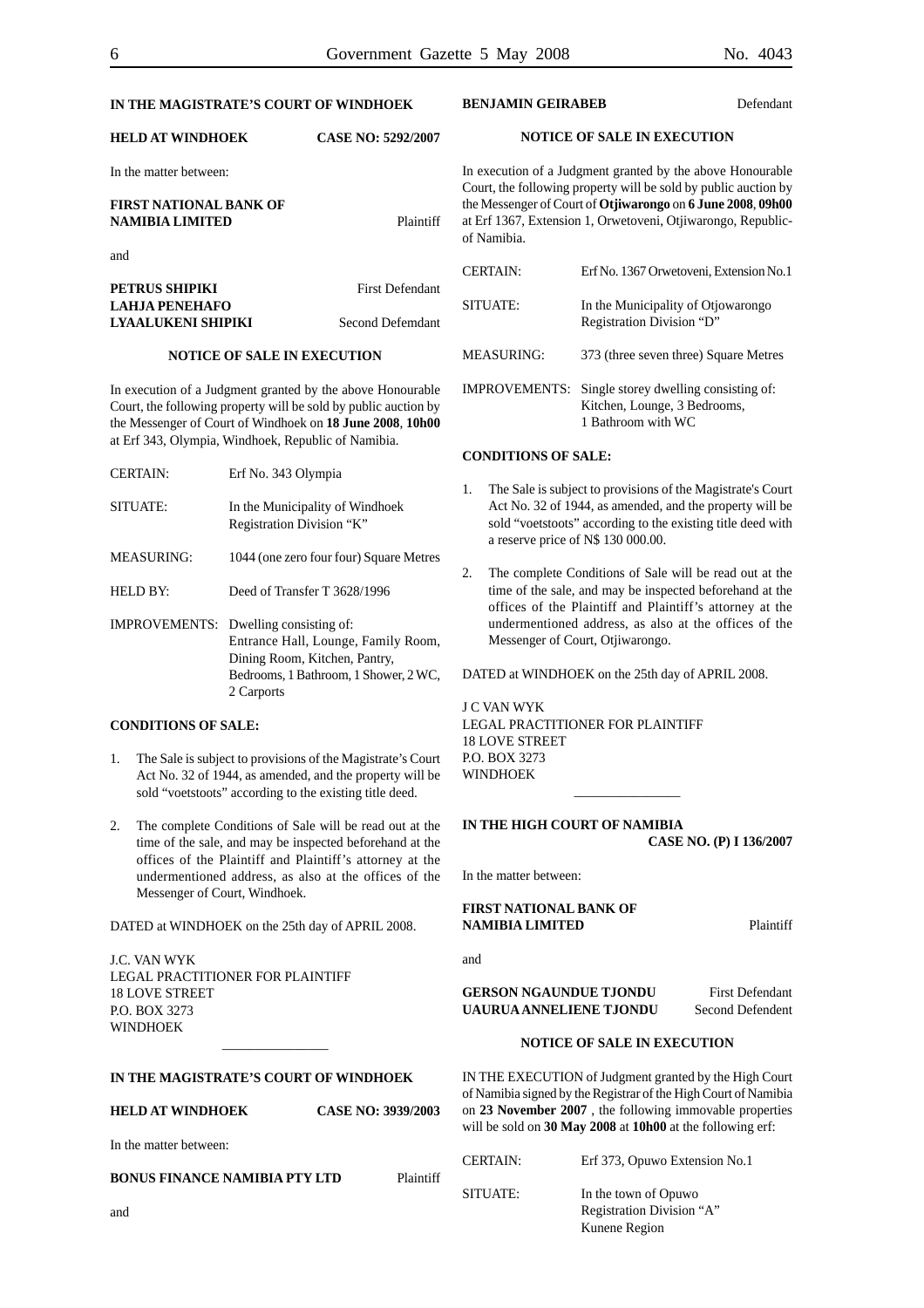**IN THE MAGISTRATE'S COURT OF WINDHOEK**

**HELD AT WINDHOEK** **CASE NO: 5292/2007**

In the matter between:

**FIRST NATIONAL BANK OF NAMIBIA LIMITED** Plaintiff

and

**PETRUS SHIPIKI** First Defendant
**LAHJA PENEHAFO LYAALUKENI SHIPIKI** Second Defemdant

**NOTICE OF SALE IN EXECUTION**

In execution of a Judgment granted by the above Honourable Court, the following property will be sold by public auction by the Messenger of Court of Windhoek on **18 June 2008**, **10h00** at Erf 343, Olympia, Windhoek, Republic of Namibia.

| | |
|---|---|
| CERTAIN: | Erf No. 343 Olympia |
| SITUATE: | In the Municipality of Windhoek Registration Division "K" |
| MEASURING: | 1044 (one zero four four) Square Metres |
| HELD BY: | Deed of Transfer T 3628/1996 |
| IMPROVEMENTS: | Dwelling consisting of: Entrance Hall, Lounge, Family Room, Dining Room, Kitchen, Pantry, Bedrooms, 1 Bathroom, 1 Shower, 2 WC, 2 Carports |

**CONDITIONS OF SALE:**

1. The Sale is subject to provisions of the Magistrate's Court Act No. 32 of 1944, as amended, and the property will be sold "voetstoots" according to the existing title deed.

2. The complete Conditions of Sale will be read out at the time of the sale, and may be inspected beforehand at the offices of the Plaintiff and Plaintiff's attorney at the undermentioned address, as also at the offices of the Messenger of Court, Windhoek.

DATED at WINDHOEK on the 25th day of APRIL 2008.

J.C. VAN WYK
LEGAL PRACTITIONER FOR PLAINTIFF
18 LOVE STREET
P.O. BOX 3273
WINDHOEK

---

**IN THE MAGISTRATE'S COURT OF WINDHOEK**

**HELD AT WINDHOEK** **CASE NO: 3939/2003**

In the matter between:

**BONUS FINANCE NAMIBIA PTY LTD** Plaintiff

and

**BENJAMIN GEIRABEB** Defendant

**NOTICE OF SALE IN EXECUTION**

In execution of a Judgment granted by the above Honourable Court, the following property will be sold by public auction by the Messenger of Court of **Otjiwarongo** on **6 June 2008**, **09h00** at Erf 1367, Extension 1, Orwetoveni, Otjiwarongo, Republic of Namibia.

| | |
|---|---|
| CERTAIN: | Erf No. 1367 Orwetoveni, Extension No.1 |
| SITUATE: | In the Municipality of Otjowarongo Registration Division "D" |
| MEASURING: | 373 (three seven three) Square Metres |
| IMPROVEMENTS: | Single storey dwelling consisting of: Kitchen, Lounge, 3 Bedrooms, 1 Bathroom with WC |

**CONDITIONS OF SALE:**

1. The Sale is subject to provisions of the Magistrate's Court Act No. 32 of 1944, as amended, and the property will be sold "voetstoots" according to the existing title deed with a reserve price of N$ 130 000.00.

2. The complete Conditions of Sale will be read out at the time of the sale, and may be inspected beforehand at the offices of the Plaintiff and Plaintiff's attorney at the undermentioned address, as also at the offices of the Messenger of Court, Otjiwarongo.

DATED at WINDHOEK on the 25th day of APRIL 2008.

J C VAN WYK
LEGAL PRACTITIONER FOR PLAINTIFF
18 LOVE STREET
P.O. BOX 3273
WINDHOEK

---

**IN THE HIGH COURT OF NAMIBIA**
**CASE NO. (P) I 136/2007**

In the matter between:

**FIRST NATIONAL BANK OF NAMIBIA LIMITED** Plaintiff

and

**GERSON NGAUNDUE TJONDU** First Defendant
**UAURUA ANNELIENE TJONDU** Second Defendent

**NOTICE OF SALE IN EXECUTION**

IN THE EXECUTION of Judgment granted by the High Court of Namibia signed by the Registrar of the High Court of Namibia on **23 November 2007** , the following immovable properties will be sold on **30 May 2008** at **10h00** at the following erf:

| | |
|---|---|
| CERTAIN: | Erf 373, Opuwo Extension No.1 |
| SITUATE: | In the town of Opuwo Registration Division "A" Kunene Region |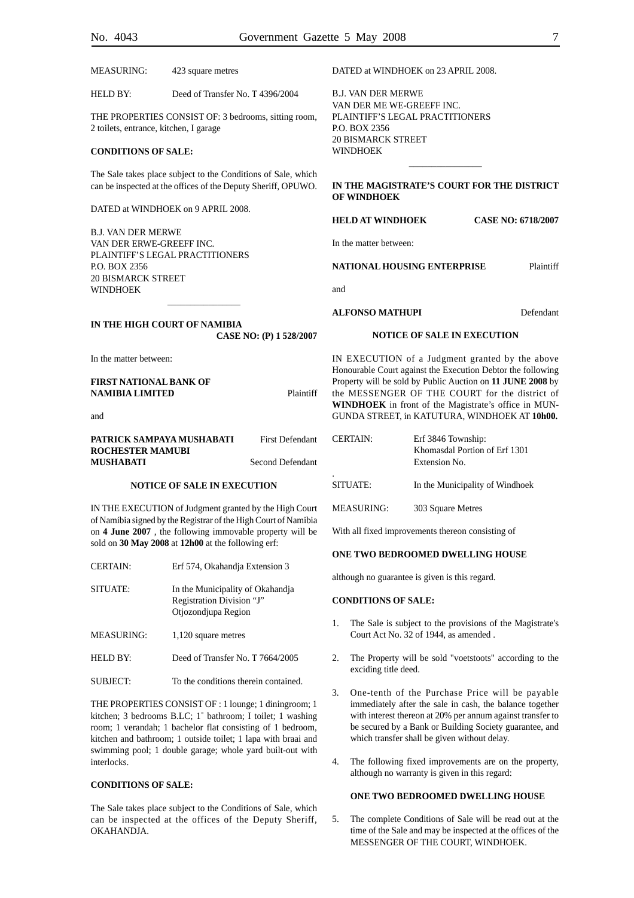MEASURING: 423 square metres

HELD BY: Deed of Transfer No. T 4396/2004

THE PROPERTIES CONSIST OF: 3 bedrooms, sitting room, 2 toilets, entrance, kitchen, I garage

**CONDITIONS OF SALE:**

The Sale takes place subject to the Conditions of Sale, which can be inspected at the offices of the Deputy Sheriff, OPUWO.

DATED at WINDHOEK on 9 APRIL 2008.

B.J. VAN DER MERWE
VAN DER ERWE-GREEFF INC.
PLAINTIFF'S LEGAL PRACTITIONERS
P.O. BOX 2356
20 BISMARCK STREET
WINDHOEK

---

**IN THE HIGH COURT OF NAMIBIA**
**CASE NO: (P) 1 528/2007**

In the matter between:

**FIRST NATIONAL BANK OF NAMIBIA LIMITED** Plaintiff

and

**PATRICK SAMPAYA MUSHABATI** First Defendant
**ROCHESTER MAMUBI MUSHABATI** Second Defendant

**NOTICE OF SALE IN EXECUTION**

IN THE EXECUTION of Judgment granted by the High Court of Namibia signed by the Registrar of the High Court of Namibia on **4 June 2007** , the following immovable property will be sold on **30 May 2008** at **12h00** at the following erf:

CERTAIN: Erf 574, Okahandja Extension 3

SITUATE: In the Municipality of Okahandja Registration Division "J" Otjozondjupa Region

MEASURING: 1,120 square metres

HELD BY: Deed of Transfer No. T 7664/2005

SUBJECT: To the conditions therein contained.

THE PROPERTIES CONSIST OF : 1 lounge; 1 diningroom; 1 kitchen; 3 bedrooms B.LC; 1˚ bathroom; I toilet; 1 washing room; 1 verandah; 1 bachelor flat consisting of 1 bedroom, kitchen and bathroom; 1 outside toilet; 1 lapa with braai and swimming pool; 1 double garage; whole yard built-out with interlocks.

**CONDITIONS OF SALE:**

The Sale takes place subject to the Conditions of Sale, which can be inspected at the offices of the Deputy Sheriff, OKAHANDJA.

DATED at WINDHOEK on 23 APRIL 2008.

B.J. VAN DER MERWE
VAN DER ME WE-GREEFF INC.
PLAINTIFF'S LEGAL PRACTITIONERS
P.O. BOX 2356
20 BISMARCK STREET
WINDHOEK

---

**IN THE MAGISTRATE'S COURT FOR THE DISTRICT OF WINDHOEK**

**HELD AT WINDHOEK** **CASE NO: 6718/2007**

In the matter between:

**NATIONAL HOUSING ENTERPRISE** Plaintiff

and

**ALFONSO MATHUPI** Defendant

**NOTICE OF SALE IN EXECUTION**

IN EXECUTION of a Judgment granted by the above Honourable Court against the Execution Debtor the following Property will be sold by Public Auction on **11 JUNE 2008** by the MESSENGER OF THE COURT for the district of **WINDHOEK** in front of the Magistrate's office in MUNGUNDA STREET, in KATUTURA, WINDHOEK AT **10h00.**

CERTAIN: Erf 3846 Township: Khomasdal Portion of Erf 1301 Extension No.

SITUATE: In the Municipality of Windhoek

MEASURING: 303 Square Metres

With all fixed improvements thereon consisting of

**ONE TWO BEDROOMED DWELLING HOUSE**

although no guarantee is given is this regard.

**CONDITIONS OF SALE:**

1. The Sale is subject to the provisions of the Magistrate's Court Act No. 32 of 1944, as amended .
2. The Property will be sold "voetstoots" according to the exciding title deed.
3. One-tenth of the Purchase Price will be payable immediately after the sale in cash, the balance together with interest thereon at 20% per annum against transfer to be secured by a Bank or Building Society guarantee, and which transfer shall be given without delay.
4. The following fixed improvements are on the property, although no warranty is given in this regard:

   **ONE TWO BEDROOMED DWELLING HOUSE**

5. The complete Conditions of Sale will be read out at the time of the Sale and may be inspected at the offices of the MESSENGER OF THE COURT, WINDHOEK.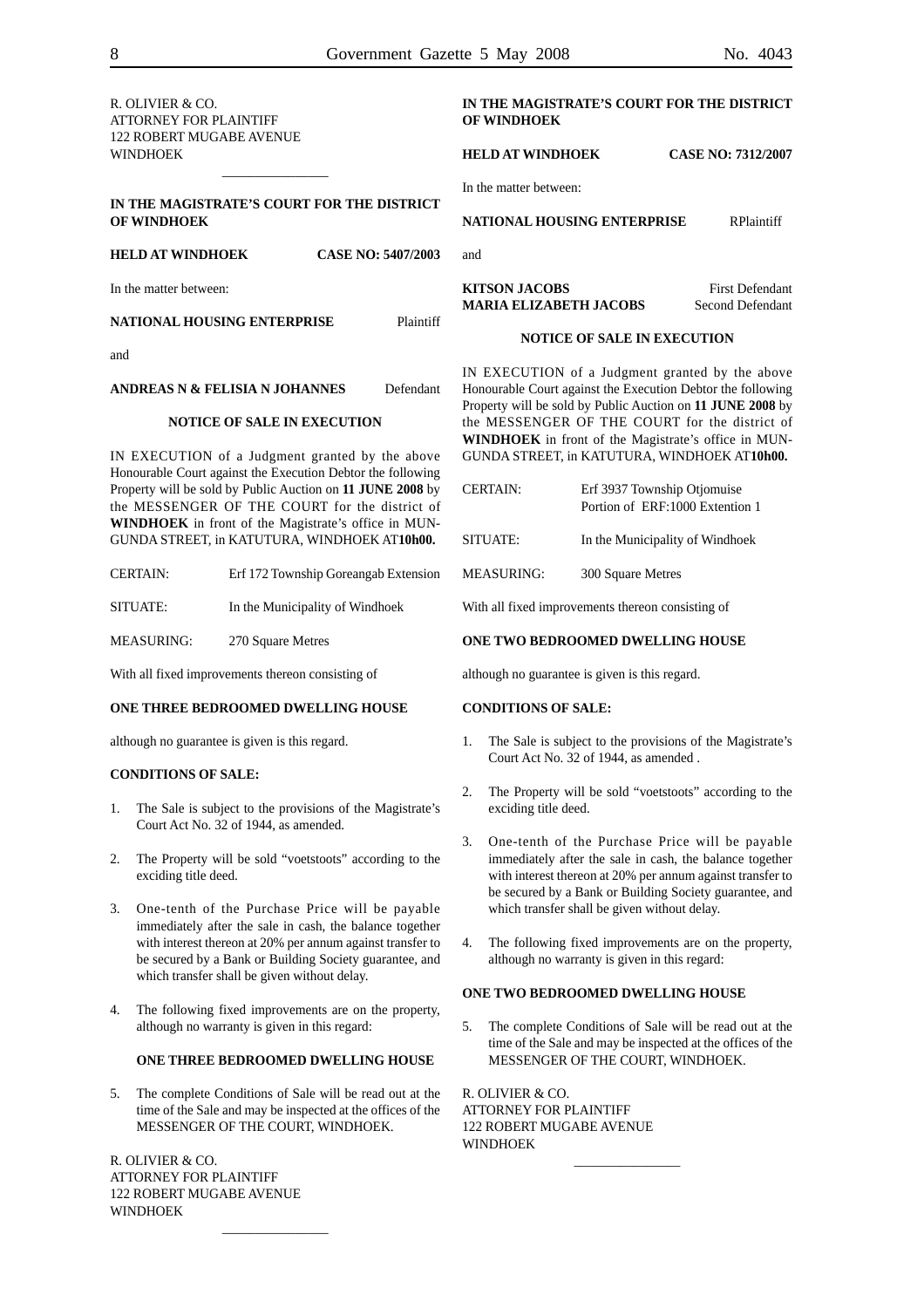R. OLIVIER & CO.
ATTORNEY FOR PLAINTIFF
122 ROBERT MUGABE AVENUE
WINDHOEK

---

**IN THE MAGISTRATE'S COURT FOR THE DISTRICT OF WINDHOEK**

**HELD AT WINDHOEK** **CASE NO: 5407/2003**

In the matter between:

**NATIONAL HOUSING ENTERPRISE** Plaintiff

and

**ANDREAS N & FELISIA N JOHANNES** Defendant

**NOTICE OF SALE IN EXECUTION**

IN EXECUTION of a Judgment granted by the above Honourable Court against the Execution Debtor the following Property will be sold by Public Auction on **11 JUNE 2008** by the MESSENGER OF THE COURT for the district of **WINDHOEK** in front of the Magistrate's office in MUNGUNDA STREET, in KATUTURA, WINDHOEK AT**10h00.**

CERTAIN: Erf 172 Township Goreangab Extension

SITUATE: In the Municipality of Windhoek

MEASURING: 270 Square Metres

With all fixed improvements thereon consisting of

**ONE THREE BEDROOMED DWELLING HOUSE**

although no guarantee is given is this regard.

**CONDITIONS OF SALE:**

1. The Sale is subject to the provisions of the Magistrate's Court Act No. 32 of 1944, as amended.
2. The Property will be sold "voetstoots" according to the exciding title deed.
3. One-tenth of the Purchase Price will be payable immediately after the sale in cash, the balance together with interest thereon at 20% per annum against transfer to be secured by a Bank or Building Society guarantee, and which transfer shall be given without delay.
4. The following fixed improvements are on the property, although no warranty is given in this regard:

   **ONE THREE BEDROOMED DWELLING HOUSE**

5. The complete Conditions of Sale will be read out at the time of the Sale and may be inspected at the offices of the MESSENGER OF THE COURT, WINDHOEK.

R. OLIVIER & CO.
ATTORNEY FOR PLAINTIFF
122 ROBERT MUGABE AVENUE
WINDHOEK

---

**IN THE MAGISTRATE'S COURT FOR THE DISTRICT OF WINDHOEK**

**HELD AT WINDHOEK** **CASE NO: 7312/2007**

In the matter between:

**NATIONAL HOUSING ENTERPRISE** RPlaintiff

and

**KITSON JACOBS** First Defendant
**MARIA ELIZABETH JACOBS** Second Defendant

**NOTICE OF SALE IN EXECUTION**

IN EXECUTION of a Judgment granted by the above Honourable Court against the Execution Debtor the following Property will be sold by Public Auction on **11 JUNE 2008** by the MESSENGER OF THE COURT for the district of **WINDHOEK** in front of the Magistrate's office in MUNGUNDA STREET, in KATUTURA, WINDHOEK AT**10h00.**

CERTAIN: Erf 3937 Township Otjomuise
Portion of ERF:1000 Extension 1

SITUATE: In the Municipality of Windhoek

MEASURING: 300 Square Metres

With all fixed improvements thereon consisting of

**ONE TWO BEDROOMED DWELLING HOUSE**

although no guarantee is given is this regard.

**CONDITIONS OF SALE:**

1. The Sale is subject to the provisions of the Magistrate's Court Act No. 32 of 1944, as amended .
2. The Property will be sold "voetstoots" according to the exciding title deed.
3. One-tenth of the Purchase Price will be payable immediately after the sale in cash, the balance together with interest thereon at 20% per annum against transfer to be secured by a Bank or Building Society guarantee, and which transfer shall be given without delay.
4. The following fixed improvements are on the property, although no warranty is given in this regard:

**ONE TWO BEDROOMED DWELLING HOUSE**

5. The complete Conditions of Sale will be read out at the time of the Sale and may be inspected at the offices of the MESSENGER OF THE COURT, WINDHOEK.

R. OLIVIER & CO.
ATTORNEY FOR PLAINTIFF
122 ROBERT MUGABE AVENUE
WINDHOEK

---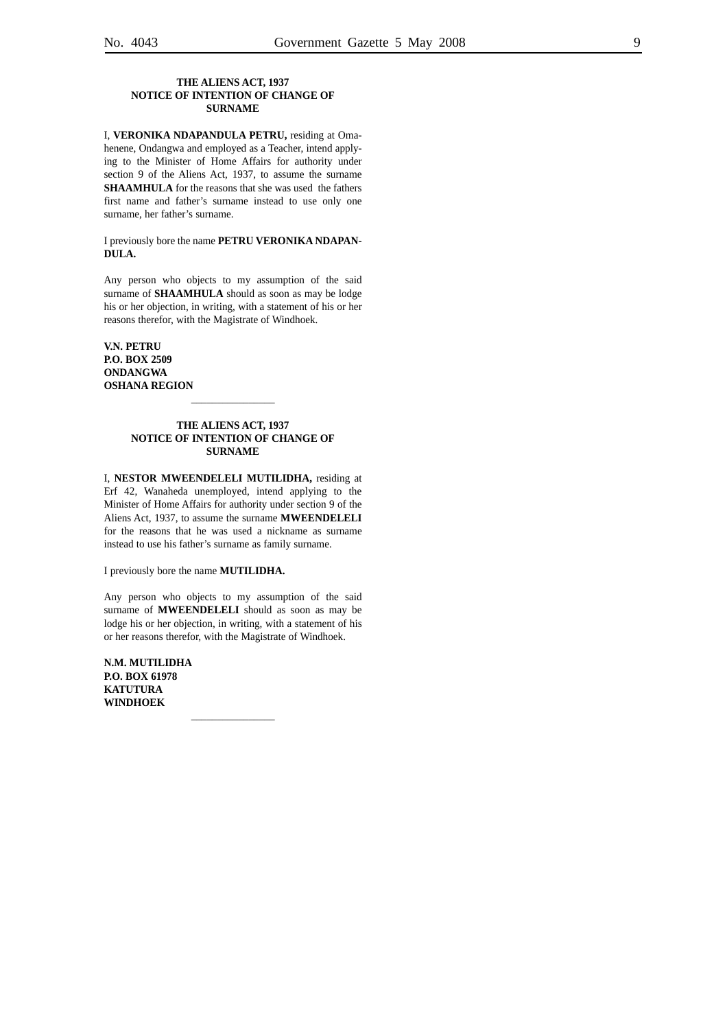### THE ALIENS ACT, 1937
### NOTICE OF INTENTION OF CHANGE OF SURNAME

I, **VERONIKA NDAPANDULA PETRU,** residing at Omahenene, Ondangwa and employed as a Teacher, intend applying to the Minister of Home Affairs for authority under section 9 of the Aliens Act, 1937, to assume the surname **SHAAMHULA** for the reasons that she was used the fathers first name and father's surname instead to use only one surname, her father's surname.

I previously bore the name **PETRU VERONIKA NDAPANDULA.**

Any person who objects to my assumption of the said surname of **SHAAMHULA** should as soon as may be lodge his or her objection, in writing, with a statement of his or her reasons therefor, with the Magistrate of Windhoek.

**V.N. PETRU**
**P.O. BOX 2509**
**ONDANGWA**
**OSHANA REGION**

---

### THE ALIENS ACT, 1937
### NOTICE OF INTENTION OF CHANGE OF SURNAME

I, **NESTOR MWEENDELELI MUTILIDHA,** residing at Erf 42, Wanaheda unemployed, intend applying to the Minister of Home Affairs for authority under section 9 of the Aliens Act, 1937, to assume the surname **MWEENDELELI** for the reasons that he was used a nickname as surname instead to use his father's surname as family surname.

I previously bore the name **MUTILIDHA.**

Any person who objects to my assumption of the said surname of **MWEENDELELI** should as soon as may be lodge his or her objection, in writing, with a statement of his or her reasons therefor, with the Magistrate of Windhoek.

**N.M. MUTILIDHA**
**P.O. BOX 61978**
**KATUTURA**
**WINDHOEK**

---